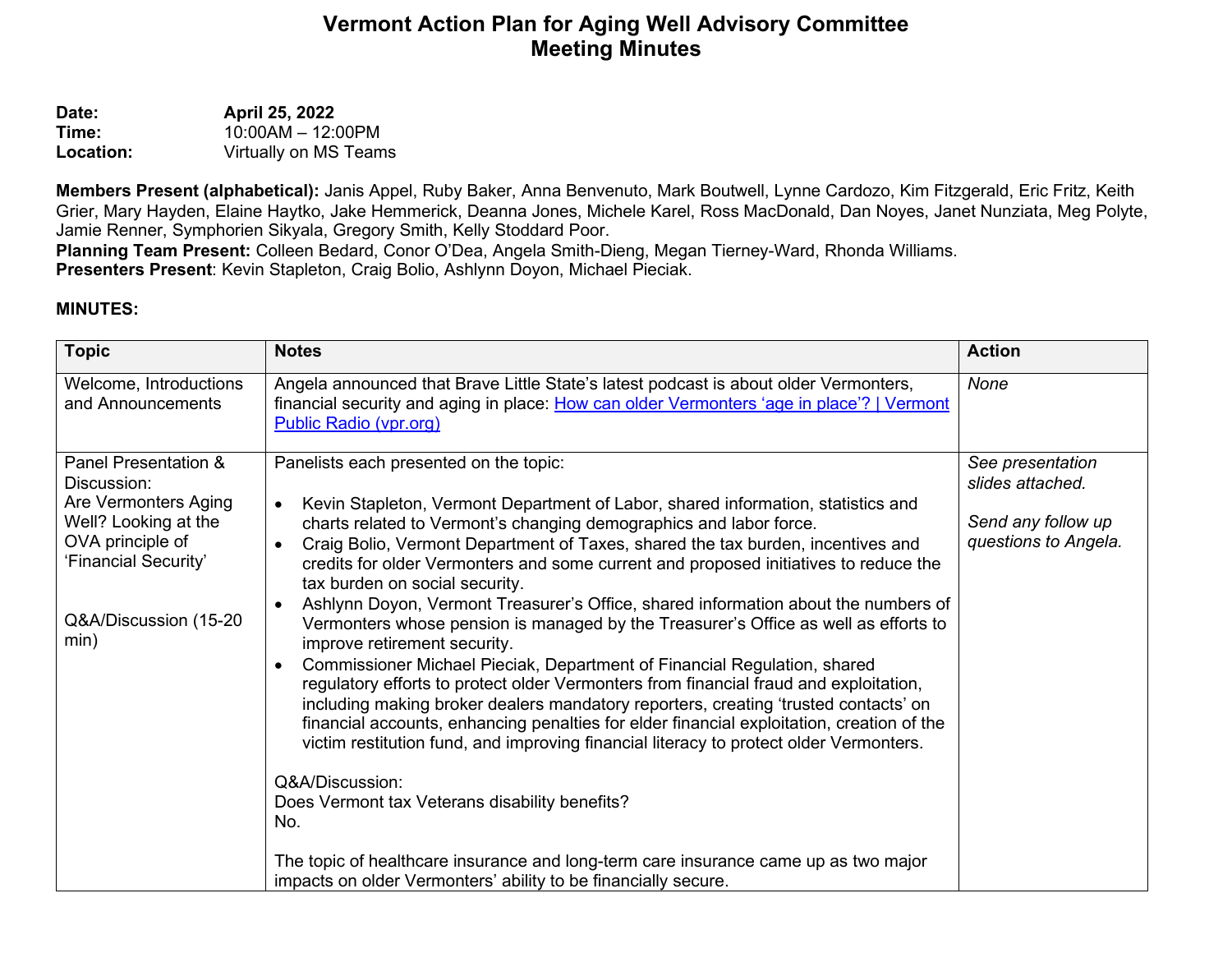# Vermont Action Plan for Aging Well Advisory Committee
## Meeting Minutes

**Date:** **April 25, 2022**
**Time:** 10:00AM – 12:00PM
**Location:** Virtually on MS Teams

**Members Present (alphabetical):** Janis Appel, Ruby Baker, Anna Benvenuto, Mark Boutwell, Lynne Cardozo, Kim Fitzgerald, Eric Fritz, Keith Grier, Mary Hayden, Elaine Haytko, Jake Hemmerick, Deanna Jones, Michele Karel, Ross MacDonald, Dan Noyes, Janet Nunziata, Meg Polyte, Jamie Renner, Symphorien Sikyala, Gregory Smith, Kelly Stoddard Poor.
**Planning Team Present:** Colleen Bedard, Conor O'Dea, Angela Smith-Dieng, Megan Tierney-Ward, Rhonda Williams.
**Presenters Present**: Kevin Stapleton, Craig Bolio, Ashlynn Doyon, Michael Pieciak.

**MINUTES:**

| Topic | Notes | Action |
|---|---|---|
| Welcome, Introductions and Announcements | Angela announced that Brave Little State's latest podcast is about older Vermonters, financial security and aging in place: [How can older Vermonters 'age in place'? \| Vermont Public Radio (vpr.org)]() | *None* |
| Panel Presentation & Discussion:<br>Are Vermonters Aging Well? Looking at the OVA principle of 'Financial Security'<br><br>Q&A/Discussion (15-20 min) | Panelists each presented on the topic:<br><br>• Kevin Stapleton, Vermont Department of Labor, shared information, statistics and charts related to Vermont's changing demographics and labor force.<br>• Craig Bolio, Vermont Department of Taxes, shared the tax burden, incentives and credits for older Vermonters and some current and proposed initiatives to reduce the tax burden on social security.<br>• Ashlynn Doyon, Vermont Treasurer's Office, shared information about the numbers of Vermonters whose pension is managed by the Treasurer's Office as well as efforts to improve retirement security.<br>• Commissioner Michael Pieciak, Department of Financial Regulation, shared regulatory efforts to protect older Vermonters from financial fraud and exploitation, including making broker dealers mandatory reporters, creating 'trusted contacts' on financial accounts, enhancing penalties for elder financial exploitation, creation of the victim restitution fund, and improving financial literacy to protect older Vermonters.<br><br>Q&A/Discussion:<br>Does Vermont tax Veterans disability benefits?<br>No.<br><br>The topic of healthcare insurance and long-term care insurance came up as two major impacts on older Vermonters' ability to be financially secure. | *See presentation slides attached.*<br><br>*Send any follow up questions to Angela.* |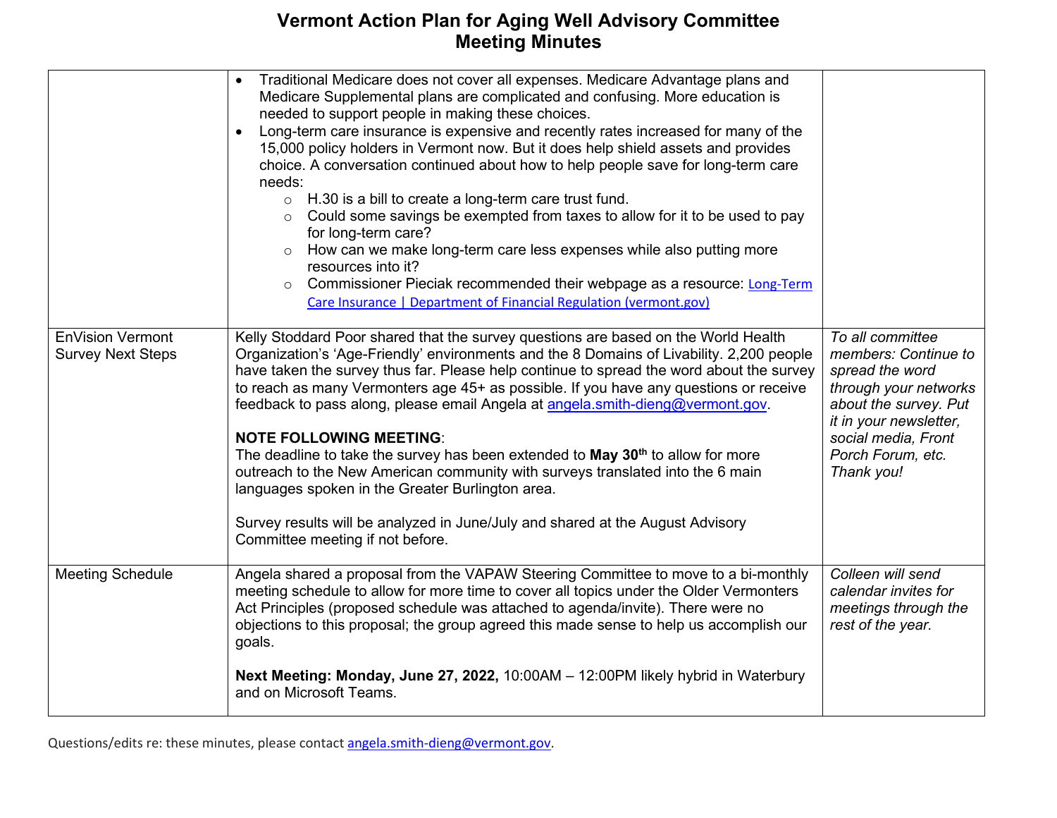# Vermont Action Plan for Aging Well Advisory Committee
# Meeting Minutes

| | | |
|---|---|---|
| | • Traditional Medicare does not cover all expenses. Medicare Advantage plans and Medicare Supplemental plans are complicated and confusing. More education is needed to support people in making these choices.<br>• Long-term care insurance is expensive and recently rates increased for many of the 15,000 policy holders in Vermont now. But it does help shield assets and provides choice. A conversation continued about how to help people save for long-term care needs:<br>  ○ H.30 is a bill to create a long-term care trust fund.<br>  ○ Could some savings be exempted from taxes to allow for it to be used to pay for long-term care?<br>  ○ How can we make long-term care less expenses while also putting more resources into it?<br>  ○ Commissioner Pieciak recommended their webpage as a resource: Long-Term Care Insurance \| Department of Financial Regulation (vermont.gov) | |
| EnVision Vermont Survey Next Steps | Kelly Stoddard Poor shared that the survey questions are based on the World Health Organization's 'Age-Friendly' environments and the 8 Domains of Livability. 2,200 people have taken the survey thus far. Please help continue to spread the word about the survey to reach as many Vermonters age 45+ as possible. If you have any questions or receive feedback to pass along, please email Angela at angela.smith-dieng@vermont.gov.<br><br>**NOTE FOLLOWING MEETING**:<br>The deadline to take the survey has been extended to **May 30th** to allow for more outreach to the New American community with surveys translated into the 6 main languages spoken in the Greater Burlington area.<br><br>Survey results will be analyzed in June/July and shared at the August Advisory Committee meeting if not before. | *To all committee members: Continue to spread the word through your networks about the survey. Put it in your newsletter, social media, Front Porch Forum, etc. Thank you!* |
| Meeting Schedule | Angela shared a proposal from the VAPAW Steering Committee to move to a bi-monthly meeting schedule to allow for more time to cover all topics under the Older Vermonters Act Principles (proposed schedule was attached to agenda/invite). There were no objections to this proposal; the group agreed this made sense to help us accomplish our goals.<br><br>**Next Meeting: Monday, June 27, 2022,** 10:00AM – 12:00PM likely hybrid in Waterbury and on Microsoft Teams. | *Colleen will send calendar invites for meetings through the rest of the year.* |

Questions/edits re: these minutes, please contact angela.smith-dieng@vermont.gov.